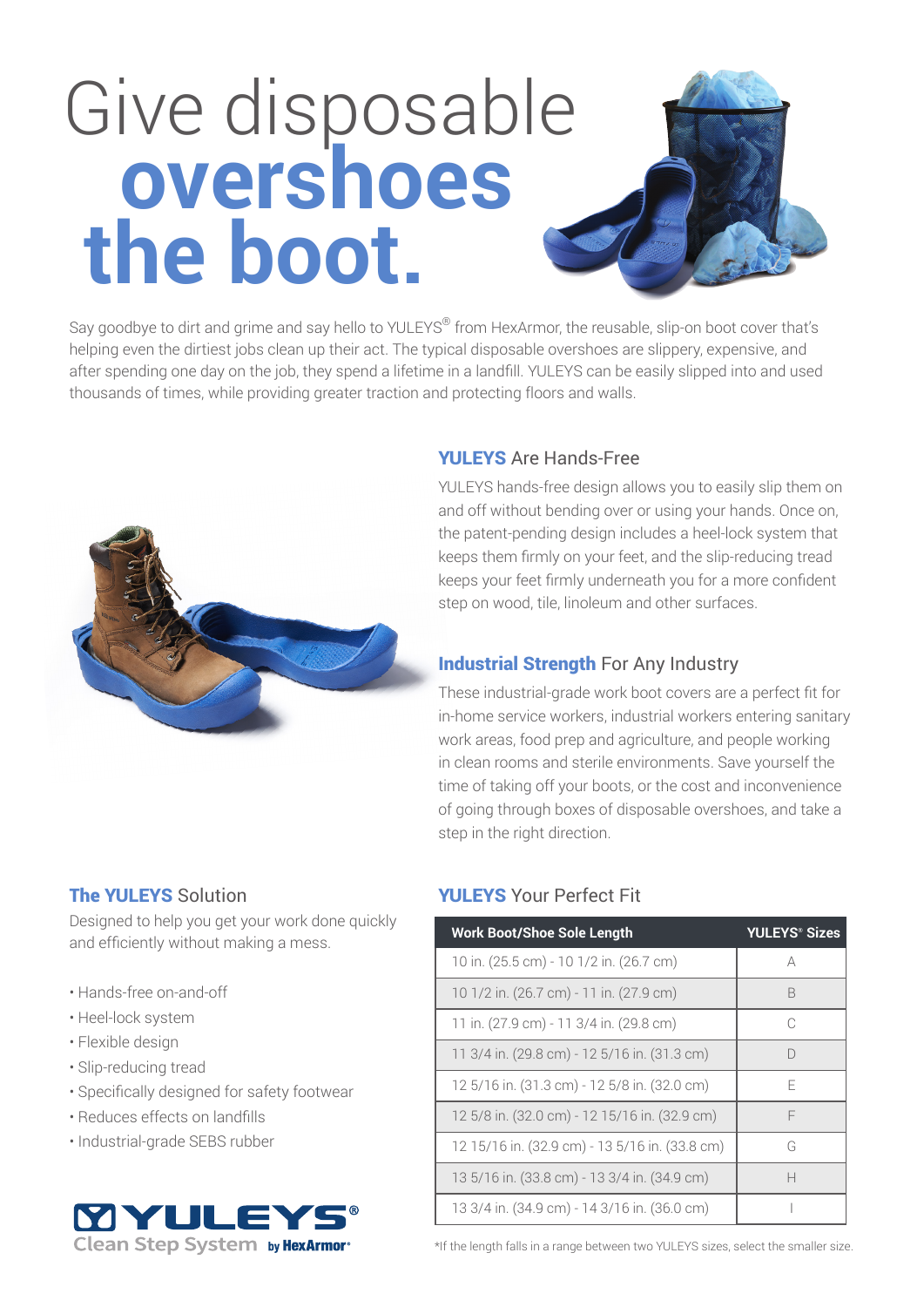# Give disposable **overshoes the boot.**

Say goodbye to dirt and grime and say hello to YULEYS® from HexArmor, the reusable, slip-on boot cover that's helping even the dirtiest jobs clean up their act. The typical disposable overshoes are slippery, expensive, and after spending one day on the job, they spend a lifetime in a landfill. YULEYS can be easily slipped into and used thousands of times, while providing greater traction and protecting floors and walls.

## **YULEYS** Are Hands-Free

YULEYS hands-free design allows you to easily slip them on and off without bending over or using your hands. Once on, the patent-pending design includes a heel-lock system that keeps them firmly on your feet, and the slip-reducing tread keeps your feet firmly underneath you for a more confident step on wood, tile, linoleum and other surfaces.

## **Industrial Strength** For Any Industry

These industrial-grade work boot covers are a perfect fit for in-home service workers, industrial workers entering sanitary work areas, food prep and agriculture, and people working in clean rooms and sterile environments. Save yourself the time of taking off your boots, or the cost and inconvenience of going through boxes of disposable overshoes, and take a step in the right direction.

## **The YULEYS** Solution

Designed to help you get your work done quickly and efficiently without making a mess.

- Hands-free on-and-off
- Heel-lock system
- Flexible design
- Slip-reducing tread
- Specifically designed for safety footwear
- Reduces effects on landfills
- Industrial-grade SEBS rubber

YULEYS® Clean Step System by HexArmor®

## **YULEYS** Your Perfect Fit

| Work Boot/Shoe Sole Length | YULEYS® Sizes |
|---|---|
| 10 in. (25.5 cm) - 10 1/2 in. (26.7 cm) | A |
| 10 1/2 in. (26.7 cm) - 11 in. (27.9 cm) | B |
| 11 in. (27.9 cm) - 11 3/4 in. (29.8 cm) | C |
| 11 3/4 in. (29.8 cm) - 12 5/16 in. (31.3 cm) | D |
| 12 5/16 in. (31.3 cm) - 12 5/8 in. (32.0 cm) | E |
| 12 5/8 in. (32.0 cm) - 12 15/16 in. (32.9 cm) | F |
| 12 15/16 in. (32.9 cm) - 13 5/16 in. (33.8 cm) | G |
| 13 5/16 in. (33.8 cm) - 13 3/4 in. (34.9 cm) | H |
| 13 3/4 in. (34.9 cm) - 14 3/16 in. (36.0 cm) | I |

*If the length falls in a range between two YULEYS sizes, select the smaller size.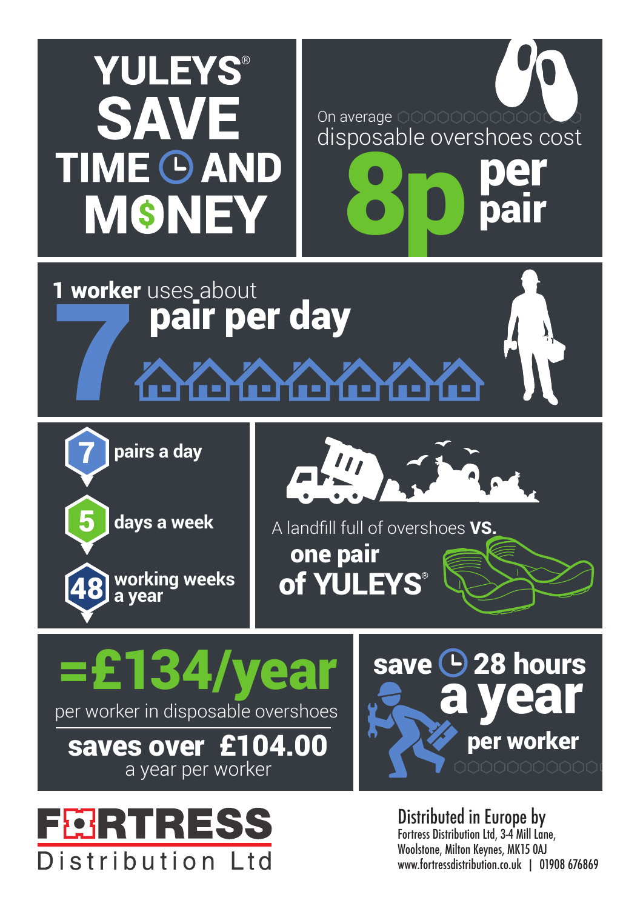# YULEYS® SAVE TIME AND MONEY

On average disposable overshoes cost **8p per pair**

**1 worker** uses about **7 pair per day**

- **7** pairs a day
- **5** days a week
- **48** working weeks a year

A landfill full of overshoes **VS. one pair of YULEYS®**

## =£134/year

per worker in disposable overshoes

**saves over £104.00** a year per worker

**save 28 hours a year per worker**

FORTRESS Distribution Ltd

Distributed in Europe by
Fortress Distribution Ltd, 3-4 Mill Lane,
Woolstone, Milton Keynes, MK15 0AJ
www.fortressdistribution.co.uk | 01908 676869